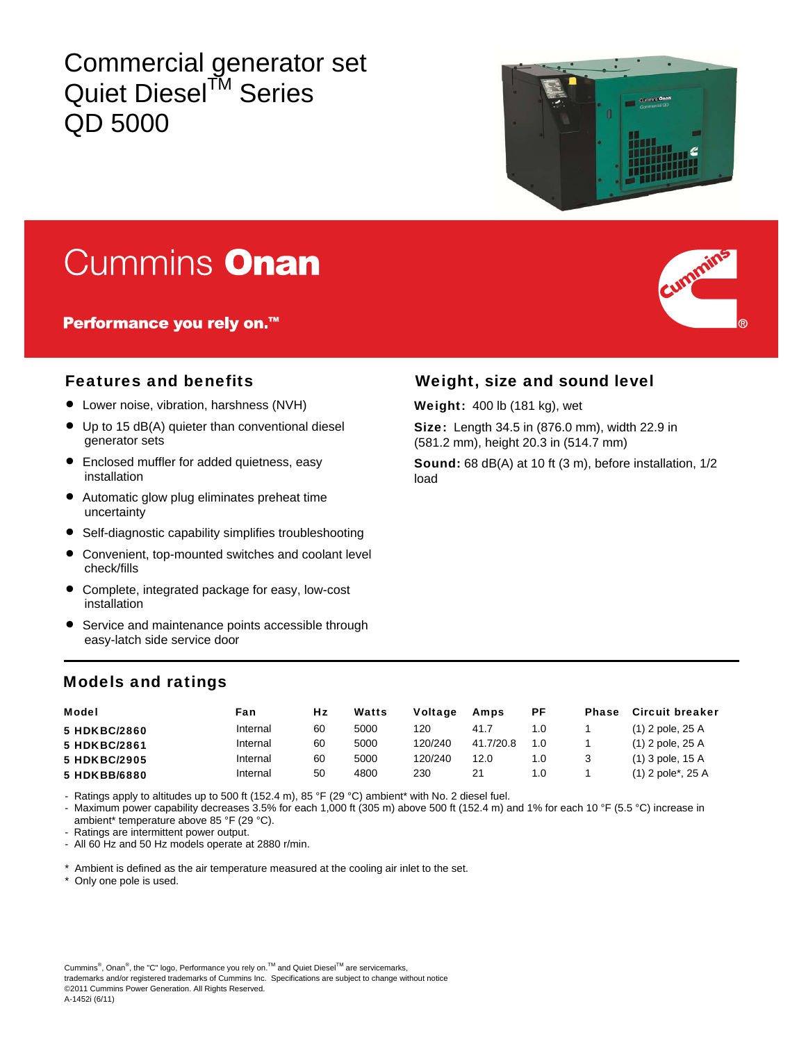# Commercial generator set
# Quiet Diesel™ Series
# QD 5000

## Cummins Onan

**Performance you rely on.™**

## Features and benefits

- Lower noise, vibration, harshness (NVH)
- Up to 15 dB(A) quieter than conventional diesel generator sets
- Enclosed muffler for added quietness, easy installation
- Automatic glow plug eliminates preheat time uncertainty
- Self-diagnostic capability simplifies troubleshooting
- Convenient, top-mounted switches and coolant level check/fills
- Complete, integrated package for easy, low-cost installation
- Service and maintenance points accessible through easy-latch side service door

## Weight, size and sound level

**Weight:** 400 lb (181 kg), wet

**Size:** Length 34.5 in (876.0 mm), width 22.9 in (581.2 mm), height 20.3 in (514.7 mm)

**Sound:** 68 dB(A) at 10 ft (3 m), before installation, 1/2 load

## Models and ratings

| Model | Fan | Hz | Watts | Voltage | Amps | PF | Phase | Circuit breaker |
|---|---|---|---|---|---|---|---|---|
| **5 HDKBC/2860** | Internal | 60 | 5000 | 120 | 41.7 | 1.0 | 1 | (1) 2 pole, 25 A |
| **5 HDKBC/2861** | Internal | 60 | 5000 | 120/240 | 41.7/20.8 | 1.0 | 1 | (1) 2 pole, 25 A |
| **5 HDKBC/2905** | Internal | 60 | 5000 | 120/240 | 12.0 | 1.0 | 3 | (1) 3 pole, 15 A |
| **5 HDKBB/6880** | Internal | 50 | 4800 | 230 | 21 | 1.0 | 1 | (1) 2 pole*, 25 A |

- Ratings apply to altitudes up to 500 ft (152.4 m), 85 °F (29 °C) ambient* with No. 2 diesel fuel.
- Maximum power capability decreases 3.5% for each 1,000 ft (305 m) above 500 ft (152.4 m) and 1% for each 10 °F (5.5 °C) increase in ambient* temperature above 85 °F (29 °C).
- Ratings are intermittent power output.
- All 60 Hz and 50 Hz models operate at 2880 r/min.

\* Ambient is defined as the air temperature measured at the cooling air inlet to the set.
\* Only one pole is used.

Cummins®, Onan®, the "C" logo, Performance you rely on.™ and Quiet Diesel™ are servicemarks, trademarks and/or registered trademarks of Cummins Inc. Specifications are subject to change without notice
©2011 Cummins Power Generation. All Rights Reserved.
A-1452i (6/11)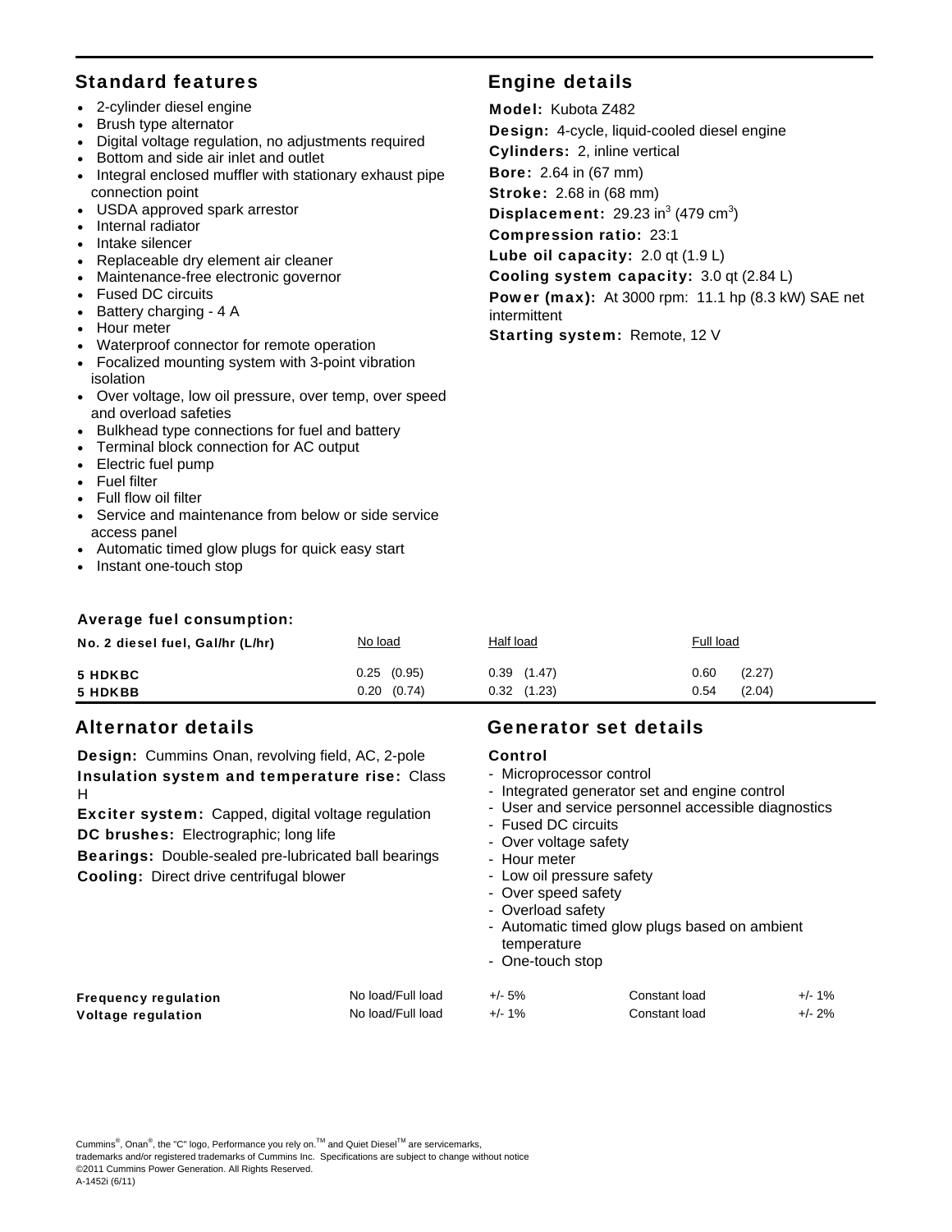## Standard features

- 2-cylinder diesel engine
- Brush type alternator
- Digital voltage regulation, no adjustments required
- Bottom and side air inlet and outlet
- Integral enclosed muffler with stationary exhaust pipe connection point
- USDA approved spark arrestor
- Internal radiator
- Intake silencer
- Replaceable dry element air cleaner
- Maintenance-free electronic governor
- Fused DC circuits
- Battery charging - 4 A
- Hour meter
- Waterproof connector for remote operation
- Focalized mounting system with 3-point vibration isolation
- Over voltage, low oil pressure, over temp, over speed and overload safeties
- Bulkhead type connections for fuel and battery
- Terminal block connection for AC output
- Electric fuel pump
- Fuel filter
- Full flow oil filter
- Service and maintenance from below or side service access panel
- Automatic timed glow plugs for quick easy start
- Instant one-touch stop

## Engine details

**Model:** Kubota Z482

**Design:** 4-cycle, liquid-cooled diesel engine

**Cylinders:** 2, inline vertical

**Bore:** 2.64 in (67 mm)

**Stroke:** 2.68 in (68 mm)

**Displacement:** 29.23 in$^3$ (479 cm$^3$)

**Compression ratio:** 23:1

**Lube oil capacity:** 2.0 qt (1.9 L)

**Cooling system capacity:** 3.0 qt (2.84 L)

**Power (max):** At 3000 rpm: 11.1 hp (8.3 kW) SAE net intermittent

**Starting system:** Remote, 12 V

### Average fuel consumption:

| No. 2 diesel fuel, Gal/hr (L/hr) | No load | Half load | Full load |
|---|---|---|---|
| **5 HDKBC** | 0.25 (0.95) | 0.39 (1.47) | 0.60 (2.27) |
| **5 HDKBB** | 0.20 (0.74) | 0.32 (1.23) | 0.54 (2.04) |

## Alternator details

**Design:** Cummins Onan, revolving field, AC, 2-pole

**Insulation system and temperature rise:** Class H

**Exciter system:** Capped, digital voltage regulation

**DC brushes:** Electrographic; long life

**Bearings:** Double-sealed pre-lubricated ball bearings

**Cooling:** Direct drive centrifugal blower

## Generator set details

**Control**

- Microprocessor control
- Integrated generator set and engine control
- User and service personnel accessible diagnostics
- Fused DC circuits
- Over voltage safety
- Hour meter
- Low oil pressure safety
- Over speed safety
- Overload safety
- Automatic timed glow plugs based on ambient temperature
- One-touch stop

| | | | | |
|---|---|---|---|---|
| **Frequency regulation** | No load/Full load | +/- 5% | Constant load | +/- 1% |
| **Voltage regulation** | No load/Full load | +/- 1% | Constant load | +/- 2% |

Cummins®, Onan®, the "C" logo, Performance you rely on.™ and Quiet Diesel™ are servicemarks, trademarks and/or registered trademarks of Cummins Inc. Specifications are subject to change without notice
©2011 Cummins Power Generation. All Rights Reserved.
A-1452i (6/11)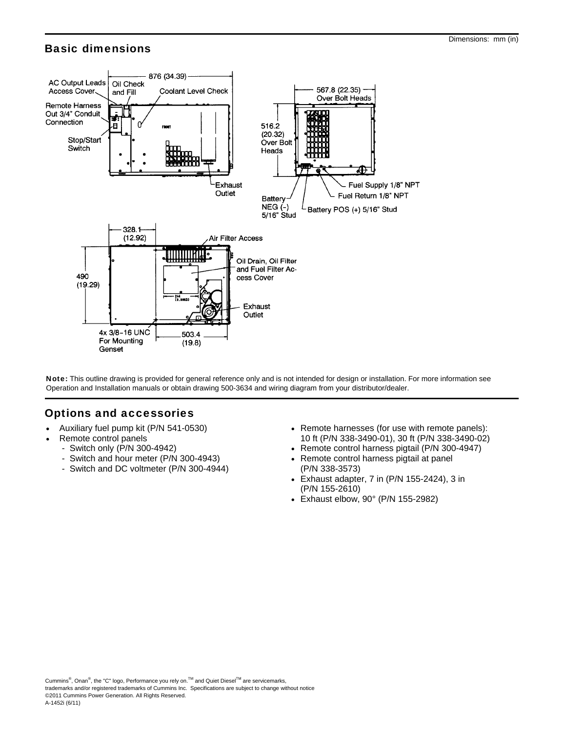Dimensions: mm (in)

## Basic dimensions

**Note:** This outline drawing is provided for general reference only and is not intended for design or installation. For more information see Operation and Installation manuals or obtain drawing 500-3634 and wiring diagram from your distributor/dealer.

## Options and accessories

- Auxiliary fuel pump kit (P/N 541-0530)
- Remote control panels
  - Switch only (P/N 300-4942)
  - Switch and hour meter (P/N 300-4943)
  - Switch and DC voltmeter (P/N 300-4944)
- Remote harnesses (for use with remote panels): 10 ft (P/N 338-3490-01), 30 ft (P/N 338-3490-02)
- Remote control harness pigtail (P/N 300-4947)
- Remote control harness pigtail at panel (P/N 338-3573)
- Exhaust adapter, 7 in (P/N 155-2424), 3 in (P/N 155-2610)
- Exhaust elbow, 90° (P/N 155-2982)

Cummins®, Onan®, the "C" logo, Performance you rely on.™ and Quiet Diesel™ are servicemarks, trademarks and/or registered trademarks of Cummins Inc. Specifications are subject to change without notice
©2011 Cummins Power Generation. All Rights Reserved.
A-1452i (6/11)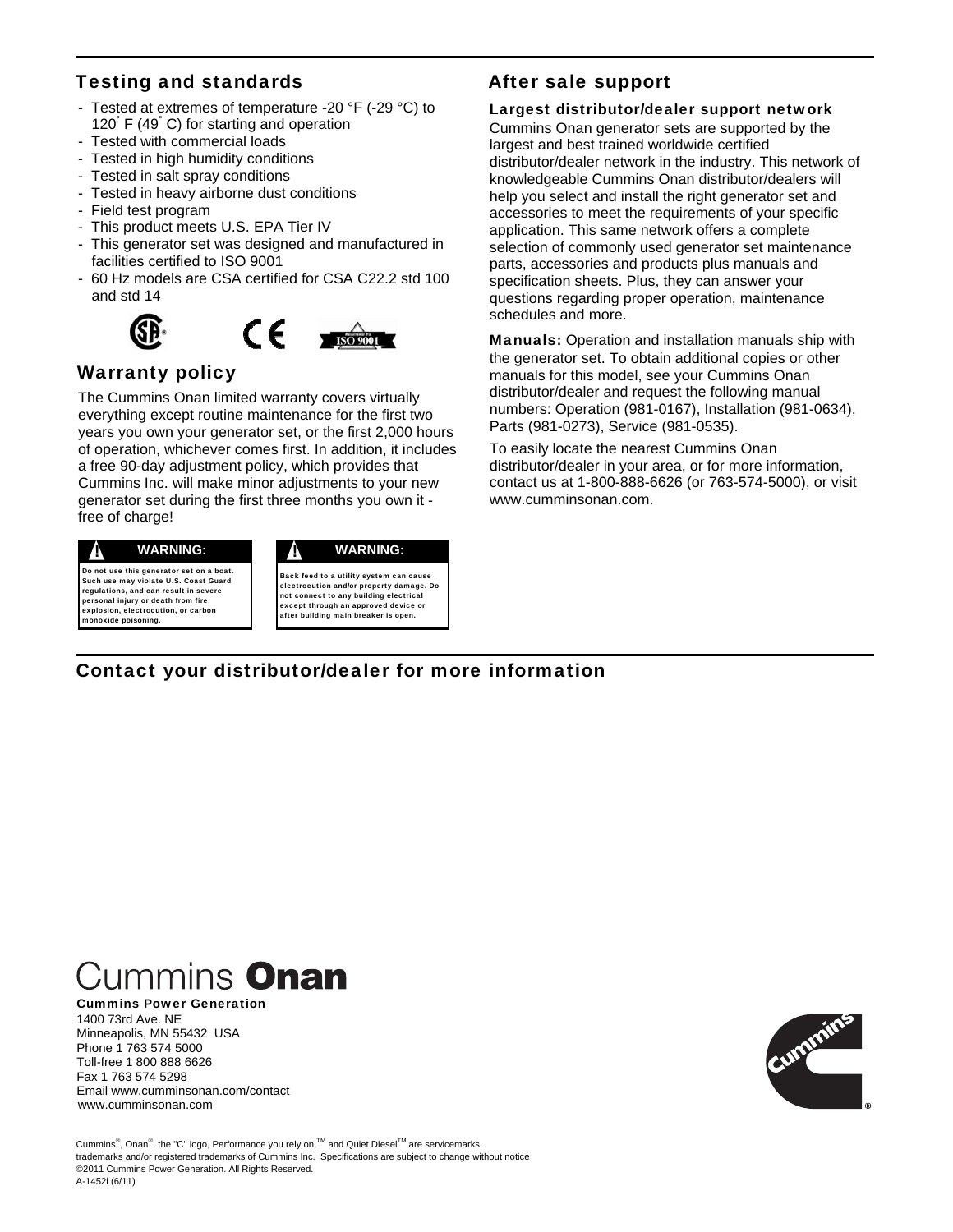## Testing and standards

- Tested at extremes of temperature -20 °F (-29 °C) to 120° F (49° C) for starting and operation
- Tested with commercial loads
- Tested in high humidity conditions
- Tested in salt spray conditions
- Tested in heavy airborne dust conditions
- Field test program
- This product meets U.S. EPA Tier IV
- This generator set was designed and manufactured in facilities certified to ISO 9001
- 60 Hz models are CSA certified for CSA C22.2 std 100 and std 14

## Warranty policy

The Cummins Onan limited warranty covers virtually everything except routine maintenance for the first two years you own your generator set, or the first 2,000 hours of operation, whichever comes first. In addition, it includes a free 90-day adjustment policy, which provides that Cummins Inc. will make minor adjustments to your new generator set during the first three months you own it - free of charge!

**WARNING:**

Do not use this generator set on a boat. Such use may violate U.S. Coast Guard regulations, and can result in severe personal injury or death from fire, explosion, electrocution, or carbon monoxide poisoning.

**WARNING:**

Back feed to a utility system can cause electrocution and/or property damage. Do not connect to any building electrical except through an approved device or after building main breaker is open.

## After sale support

**Largest distributor/dealer support network**

Cummins Onan generator sets are supported by the largest and best trained worldwide certified distributor/dealer network in the industry. This network of knowledgeable Cummins Onan distributor/dealers will help you select and install the right generator set and accessories to meet the requirements of your specific application. This same network offers a complete selection of commonly used generator set maintenance parts, accessories and products plus manuals and specification sheets. Plus, they can answer your questions regarding proper operation, maintenance schedules and more.

**Manuals:** Operation and installation manuals ship with the generator set. To obtain additional copies or other manuals for this model, see your Cummins Onan distributor/dealer and request the following manual numbers: Operation (981-0167), Installation (981-0634), Parts (981-0273), Service (981-0535).

To easily locate the nearest Cummins Onan distributor/dealer in your area, or for more information, contact us at 1-800-888-6626 (or 763-574-5000), or visit www.cumminsonan.com.

## Contact your distributor/dealer for more information

Cummins **Onan**

**Cummins Power Generation**
1400 73rd Ave. NE
Minneapolis, MN 55432 USA
Phone 1 763 574 5000
Toll-free 1 800 888 6626
Fax 1 763 574 5298
Email www.cumminsonan.com/contact
www.cumminsonan.com

Cummins®, Onan®, the "C" logo, Performance you rely on.™ and Quiet Diesel™ are servicemarks, trademarks and/or registered trademarks of Cummins Inc. Specifications are subject to change without notice
©2011 Cummins Power Generation. All Rights Reserved.
A-1452i (6/11)